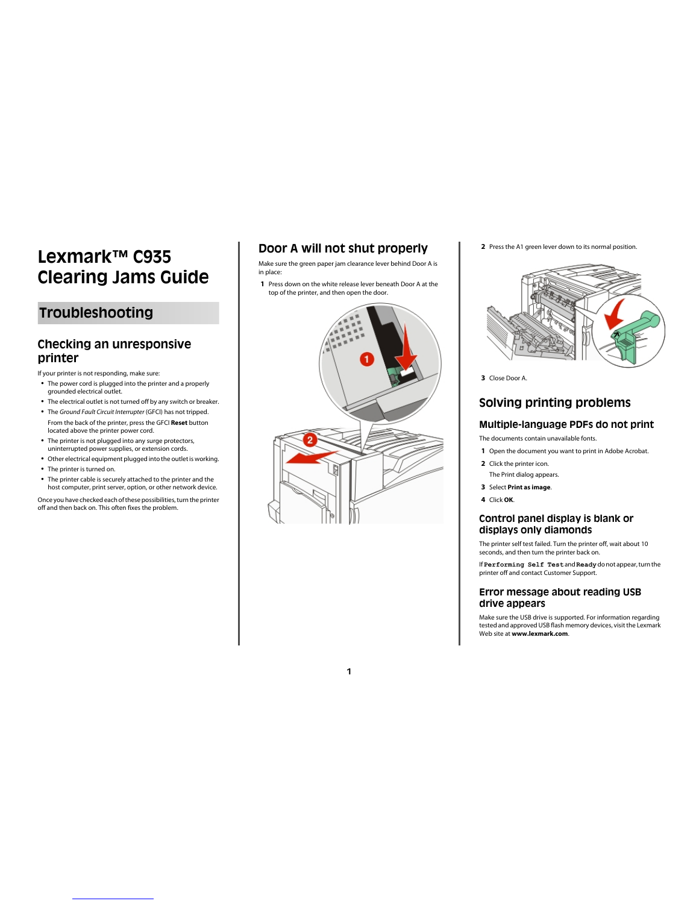# Lexmark™ C935 Clearing Jams Guide

## Troubleshooting

### Checking an unresponsive printer

If your printer is not responding, make sure:

- The power cord is plugged into the printer and a properly grounded electrical outlet.
- The electrical outlet is not turned off by any switch or breaker.
- The *Ground Fault Circuit Interrupter* (GFCI) has not tripped.

  From the back of the printer, press the GFCI **Reset** button located above the printer power cord.
- The printer is not plugged into any surge protectors, uninterrupted power supplies, or extension cords.
- Other electrical equipment plugged into the outlet is working.
- The printer is turned on.
- The printer cable is securely attached to the printer and the host computer, print server, option, or other network device.

Once you have checked each of these possibilities, turn the printer off and then back on. This often fixes the problem.

### Door A will not shut properly

Make sure the green paper jam clearance lever behind Door A is in place:

1. Press down on the white release lever beneath Door A at the top of the printer, and then open the door.
2. Press the A1 green lever down to its normal position.
3. Close Door A.

## Solving printing problems

### Multiple-language PDFs do not print

The documents contain unavailable fonts.

1. Open the document you want to print in Adobe Acrobat.
2. Click the printer icon.

   The Print dialog appears.
3. Select **Print as image**.
4. Click **OK**.

### Control panel display is blank or displays only diamonds

The printer self test failed. Turn the printer off, wait about 10 seconds, and then turn the printer back on.

If **Performing Self Test** and **Ready** do not appear, turn the printer off and contact Customer Support.

### Error message about reading USB drive appears

Make sure the USB drive is supported. For information regarding tested and approved USB flash memory devices, visit the Lexmark Web site at **www.lexmark.com**.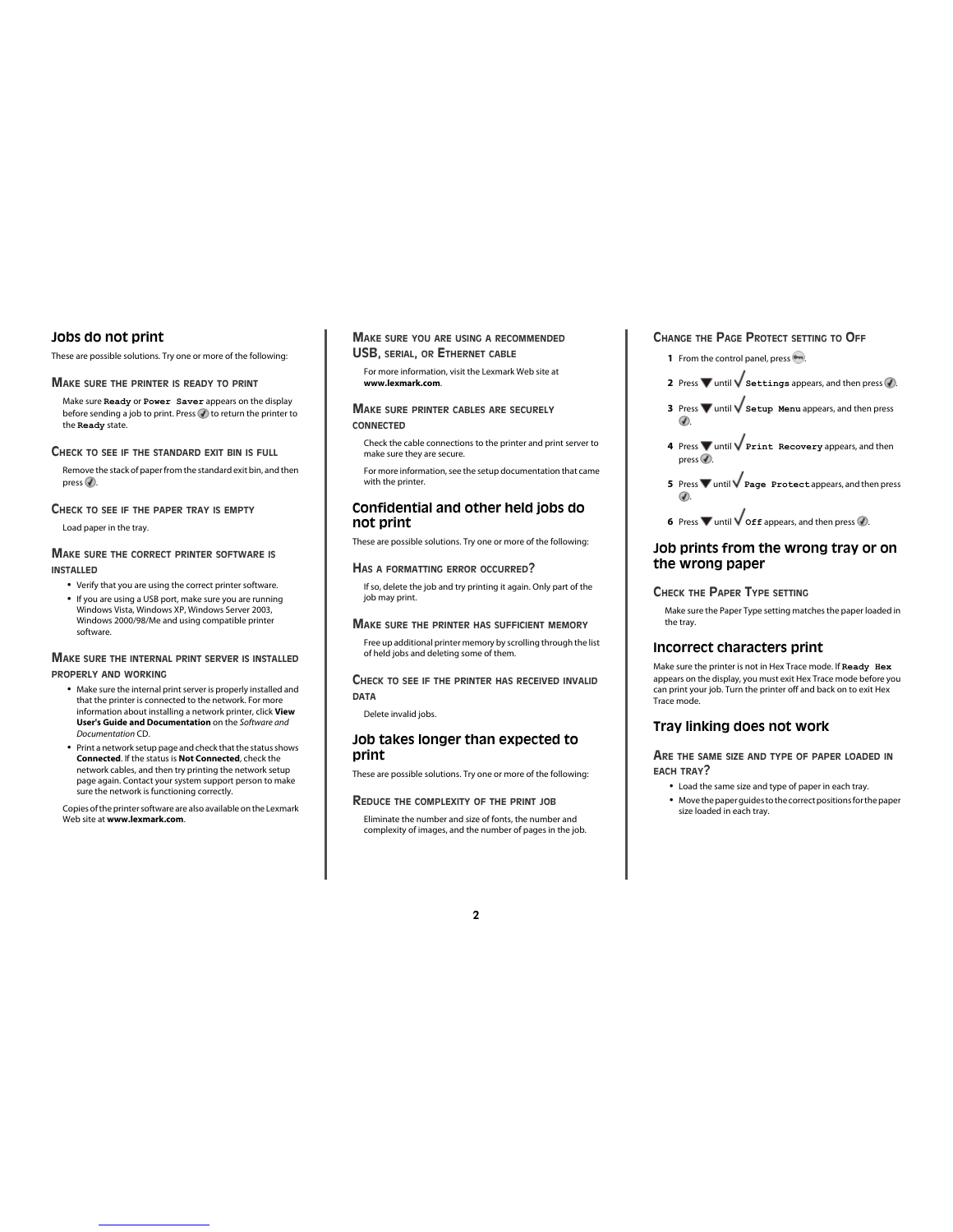## Jobs do not print

These are possible solutions. Try one or more of the following:

### Make sure the printer is ready to print

Make sure **Ready** or **Power Saver** appears on the display before sending a job to print. Press ✓ to return the printer to the **Ready** state.

### Check to see if the standard exit bin is full

Remove the stack of paper from the standard exit bin, and then press ✓.

### Check to see if the paper tray is empty

Load paper in the tray.

### Make sure the correct printer software is installed

- Verify that you are using the correct printer software.
- If you are using a USB port, make sure you are running Windows Vista, Windows XP, Windows Server 2003, Windows 2000/98/Me and using compatible printer software.

### Make sure the internal print server is installed properly and working

- Make sure the internal print server is properly installed and that the printer is connected to the network. For more information about installing a network printer, click **View User's Guide and Documentation** on the *Software and Documentation* CD.
- Print a network setup page and check that the status shows **Connected**. If the status is **Not Connected**, check the network cables, and then try printing the network setup page again. Contact your system support person to make sure the network is functioning correctly.

Copies of the printer software are also available on the Lexmark Web site at **www.lexmark.com**.

### Make sure you are using a recommended USB, serial, or Ethernet cable

For more information, visit the Lexmark Web site at **www.lexmark.com**.

### Make sure printer cables are securely connected

Check the cable connections to the printer and print server to make sure they are secure.

For more information, see the setup documentation that came with the printer.

## Confidential and other held jobs do not print

These are possible solutions. Try one or more of the following:

### Has a formatting error occurred?

If so, delete the job and try printing it again. Only part of the job may print.

### Make sure the printer has sufficient memory

Free up additional printer memory by scrolling through the list of held jobs and deleting some of them.

### Check to see if the printer has received invalid data

Delete invalid jobs.

## Job takes longer than expected to print

These are possible solutions. Try one or more of the following:

### Reduce the complexity of the print job

Eliminate the number and size of fonts, the number and complexity of images, and the number of pages in the job.

### Change the Page Protect setting to Off

1. From the control panel, press the menu button.
2. Press ▼ until √ **Settings** appears, and then press ✓.
3. Press ▼ until √ **Setup Menu** appears, and then press ✓.
4. Press ▼ until √ **Print Recovery** appears, and then press ✓.
5. Press ▼ until √ **Page Protect** appears, and then press ✓.
6. Press ▼ until √ **Off** appears, and then press ✓.

## Job prints from the wrong tray or on the wrong paper

### Check the Paper Type setting

Make sure the Paper Type setting matches the paper loaded in the tray.

## Incorrect characters print

Make sure the printer is not in Hex Trace mode. If **Ready Hex** appears on the display, you must exit Hex Trace mode before you can print your job. Turn the printer off and back on to exit Hex Trace mode.

## Tray linking does not work

### Are the same size and type of paper loaded in each tray?

- Load the same size and type of paper in each tray.
- Move the paper guides to the correct positions for the paper size loaded in each tray.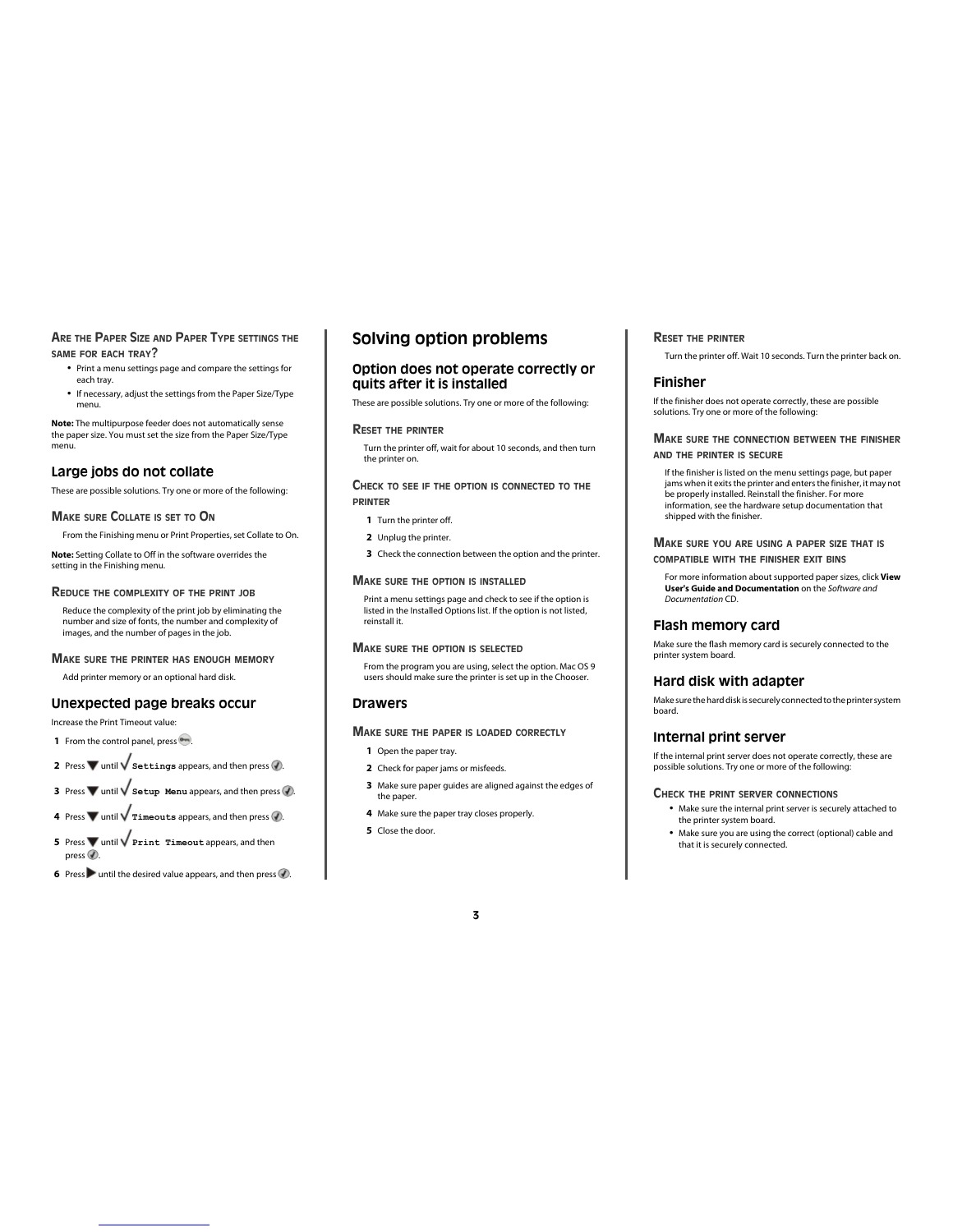#### Are the Paper Size and Paper Type settings the same for each tray?

- Print a menu settings page and compare the settings for each tray.
- If necessary, adjust the settings from the Paper Size/Type menu.

**Note:** The multipurpose feeder does not automatically sense the paper size. You must set the size from the Paper Size/Type menu.

### Large jobs do not collate

These are possible solutions. Try one or more of the following:

#### Make sure Collate is set to On

From the Finishing menu or Print Properties, set Collate to On.

**Note:** Setting Collate to Off in the software overrides the setting in the Finishing menu.

#### Reduce the complexity of the print job

Reduce the complexity of the print job by eliminating the number and size of fonts, the number and complexity of images, and the number of pages in the job.

#### Make sure the printer has enough memory

Add printer memory or an optional hard disk.

### Unexpected page breaks occur

Increase the Print Timeout value:

1. From the control panel, press .
2. Press ▼ until √ `Settings` appears, and then press .
3. Press ▼ until √ `Setup Menu` appears, and then press .
4. Press ▼ until √ `Timeouts` appears, and then press .
5. Press ▼ until √ `Print Timeout` appears, and then press .
6. Press ▶ until the desired value appears, and then press .

## Solving option problems

### Option does not operate correctly or quits after it is installed

These are possible solutions. Try one or more of the following:

#### Reset the printer

Turn the printer off, wait for about 10 seconds, and then turn the printer on.

#### Check to see if the option is connected to the printer

1. Turn the printer off.
2. Unplug the printer.
3. Check the connection between the option and the printer.

#### Make sure the option is installed

Print a menu settings page and check to see if the option is listed in the Installed Options list. If the option is not listed, reinstall it.

#### Make sure the option is selected

From the program you are using, select the option. Mac OS 9 users should make sure the printer is set up in the Chooser.

### Drawers

#### Make sure the paper is loaded correctly

1. Open the paper tray.
2. Check for paper jams or misfeeds.
3. Make sure paper guides are aligned against the edges of the paper.
4. Make sure the paper tray closes properly.
5. Close the door.

#### Reset the printer

Turn the printer off. Wait 10 seconds. Turn the printer back on.

### Finisher

If the finisher does not operate correctly, these are possible solutions. Try one or more of the following:

#### Make sure the connection between the finisher and the printer is secure

If the finisher is listed on the menu settings page, but paper jams when it exits the printer and enters the finisher, it may not be properly installed. Reinstall the finisher. For more information, see the hardware setup documentation that shipped with the finisher.

#### Make sure you are using a paper size that is compatible with the finisher exit bins

For more information about supported paper sizes, click **View User's Guide and Documentation** on the *Software and Documentation* CD.

### Flash memory card

Make sure the flash memory card is securely connected to the printer system board.

### Hard disk with adapter

Make sure the hard disk is securely connected to the printer system board.

### Internal print server

If the internal print server does not operate correctly, these are possible solutions. Try one or more of the following:

#### Check the print server connections

- Make sure the internal print server is securely attached to the printer system board.
- Make sure you are using the correct (optional) cable and that it is securely connected.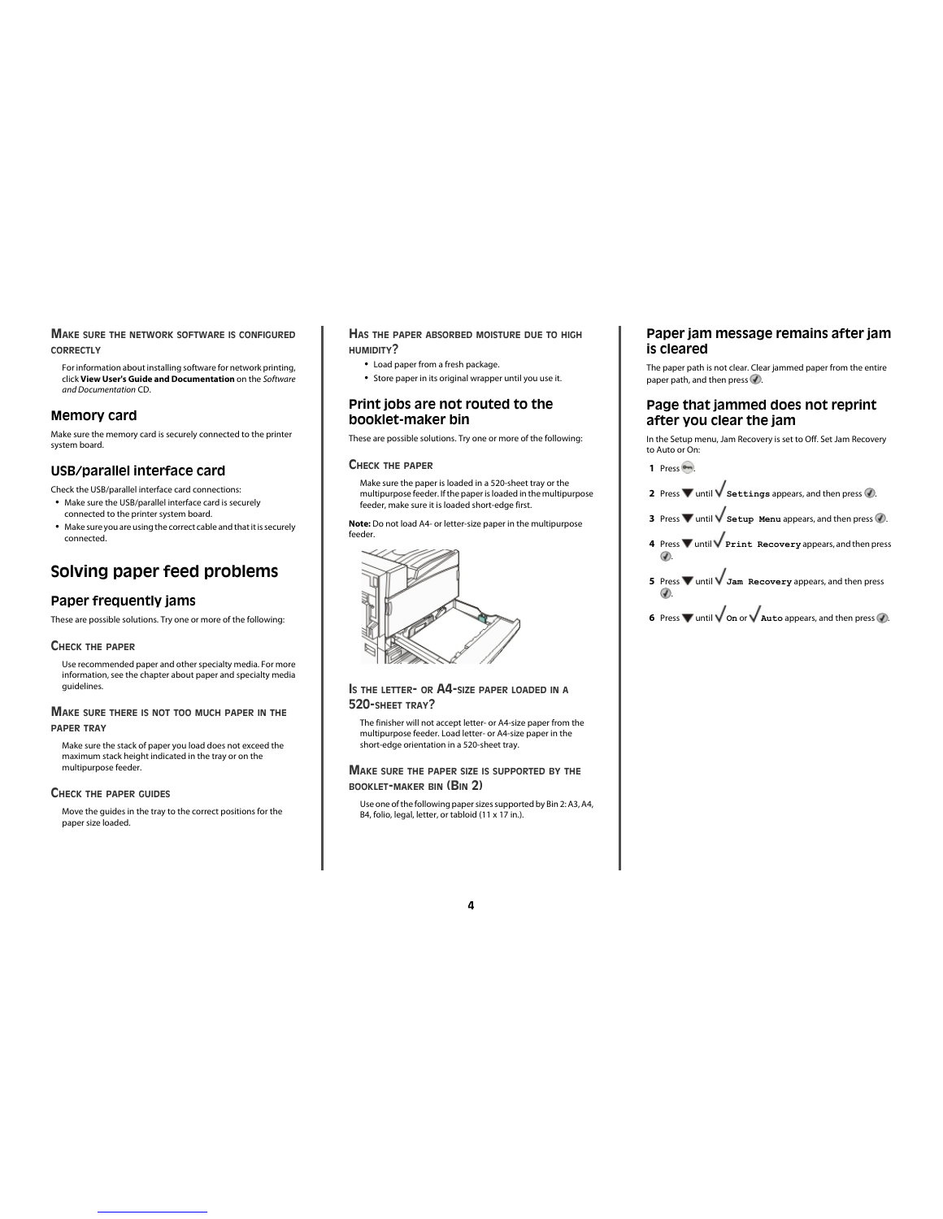#### Make sure the network software is configured correctly

For information about installing software for network printing, click **View User's Guide and Documentation** on the *Software and Documentation* CD.

### Memory card

Make sure the memory card is securely connected to the printer system board.

### USB/parallel interface card

Check the USB/parallel interface card connections:

- Make sure the USB/parallel interface card is securely connected to the printer system board.
- Make sure you are using the correct cable and that it is securely connected.

## Solving paper feed problems

### Paper frequently jams

These are possible solutions. Try one or more of the following:

#### Check the paper

Use recommended paper and other specialty media. For more information, see the chapter about paper and specialty media guidelines.

#### Make sure there is not too much paper in the paper tray

Make sure the stack of paper you load does not exceed the maximum stack height indicated in the tray or on the multipurpose feeder.

#### Check the paper guides

Move the guides in the tray to the correct positions for the paper size loaded.

#### Has the paper absorbed moisture due to high humidity?

- Load paper from a fresh package.
- Store paper in its original wrapper until you use it.

### Print jobs are not routed to the booklet-maker bin

These are possible solutions. Try one or more of the following:

#### Check the paper

Make sure the paper is loaded in a 520-sheet tray or the multipurpose feeder. If the paper is loaded in the multipurpose feeder, make sure it is loaded short-edge first.

**Note:** Do not load A4- or letter-size paper in the multipurpose feeder.

#### Is the letter- or A4-size paper loaded in a 520-sheet tray?

The finisher will not accept letter- or A4-size paper from the multipurpose feeder. Load letter- or A4-size paper in the short-edge orientation in a 520-sheet tray.

#### Make sure the paper size is supported by the booklet-maker bin (Bin 2)

Use one of the following paper sizes supported by Bin 2: A3, A4, B4, folio, legal, letter, or tabloid (11 x 17 in.).

### Paper jam message remains after jam is cleared

The paper path is not clear. Clear jammed paper from the entire paper path, and then press ✓.

### Page that jammed does not reprint after you clear the jam

In the Setup menu, Jam Recovery is set to Off. Set Jam Recovery to Auto or On:

1. Press the menu button.
2. Press ▼ until √ `Settings` appears, and then press ✓.
3. Press ▼ until √ `Setup Menu` appears, and then press ✓.
4. Press ▼ until √ `Print Recovery` appears, and then press ✓.
5. Press ▼ until √ `Jam Recovery` appears, and then press ✓.
6. Press ▼ until √ `On` or √ `Auto` appears, and then press ✓.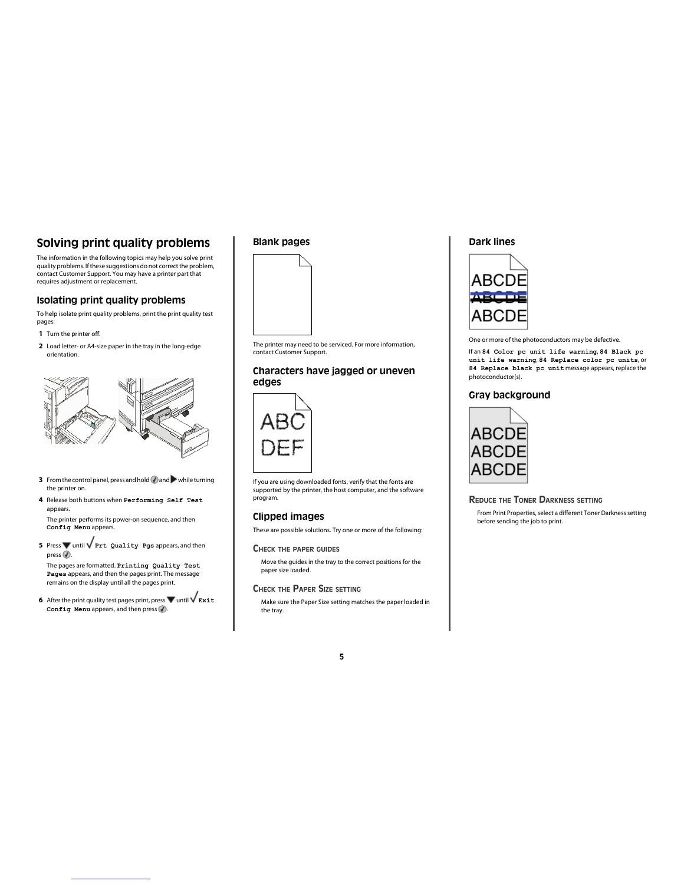## Solving print quality problems

The information in the following topics may help you solve print quality problems. If these suggestions do not correct the problem, contact Customer Support. You may have a printer part that requires adjustment or replacement.

### Isolating print quality problems

To help isolate print quality problems, print the print quality test pages:

1. Turn the printer off.
2. Load letter- or A4-size paper in the tray in the long-edge orientation.
3. From the control panel, press and hold ✓ and ▶ while turning the printer on.
4. Release both buttons when **Performing Self Test** appears.

   The printer performs its power-on sequence, and then **Config Menu** appears.
5. Press ▼ until √ **Prt Quality Pgs** appears, and then press ✓.

   The pages are formatted. **Printing Quality Test Pages** appears, and then the pages print. The message remains on the display until all the pages print.
6. After the print quality test pages print, press ▼ until √ **Exit Config Menu** appears, and then press ✓.

### Blank pages

The printer may need to be serviced. For more information, contact Customer Support.

### Characters have jagged or uneven edges

If you are using downloaded fonts, verify that the fonts are supported by the printer, the host computer, and the software program.

### Clipped images

These are possible solutions. Try one or more of the following:

#### Check the paper guides

Move the guides in the tray to the correct positions for the paper size loaded.

#### Check the Paper Size setting

Make sure the Paper Size setting matches the paper loaded in the tray.

### Dark lines

One or more of the photoconductors may be defective.

If an **84 Color pc unit life warning**, **84 Black pc unit life warning**, **84 Replace color pc units**, or **84 Replace black pc unit** message appears, replace the photoconductor(s).

### Gray background

#### Reduce the Toner Darkness setting

From Print Properties, select a different Toner Darkness setting before sending the job to print.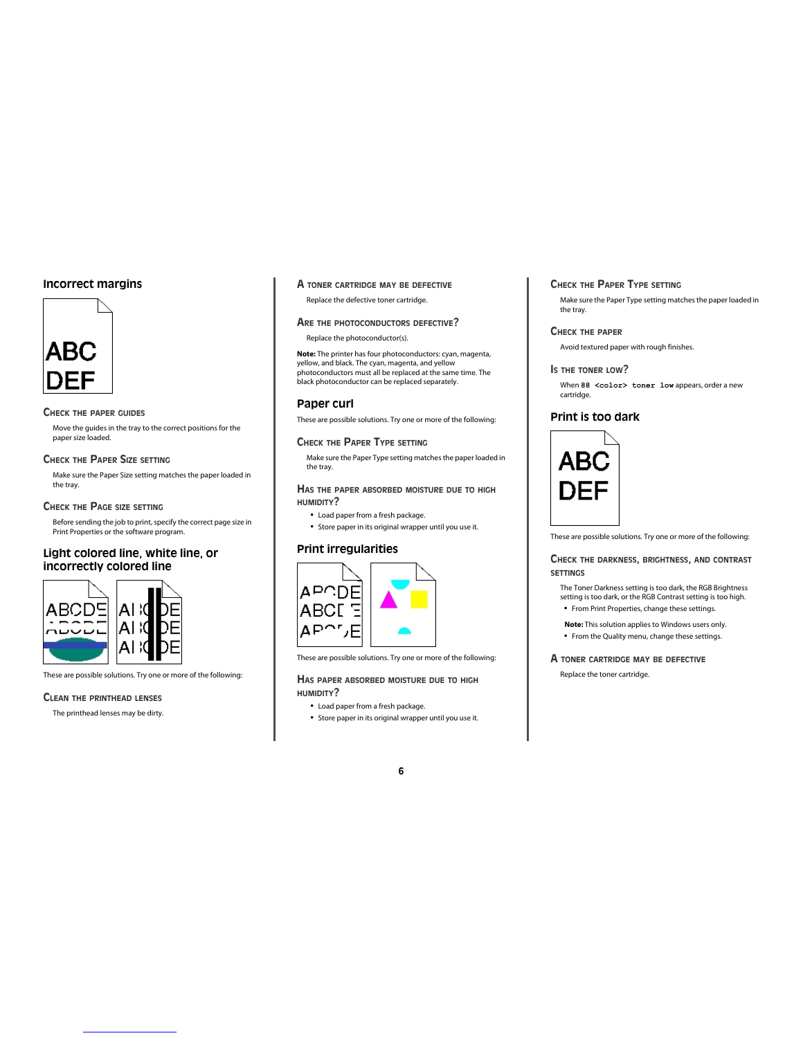## Incorrect margins

### Check the paper guides

Move the guides in the tray to the correct positions for the paper size loaded.

### Check the Paper Size setting

Make sure the Paper Size setting matches the paper loaded in the tray.

### Check the Page size setting

Before sending the job to print, specify the correct page size in Print Properties or the software program.

## Light colored line, white line, or incorrectly colored line

These are possible solutions. Try one or more of the following:

### Clean the printhead lenses

The printhead lenses may be dirty.

### A toner cartridge may be defective

Replace the defective toner cartridge.

### Are the photoconductors defective?

Replace the photoconductor(s).

**Note:** The printer has four photoconductors: cyan, magenta, yellow, and black. The cyan, magenta, and yellow photoconductors must all be replaced at the same time. The black photoconductor can be replaced separately.

## Paper curl

These are possible solutions. Try one or more of the following:

### Check the Paper Type setting

Make sure the Paper Type setting matches the paper loaded in the tray.

### Has the paper absorbed moisture due to high humidity?

- Load paper from a fresh package.
- Store paper in its original wrapper until you use it.

## Print irregularities

These are possible solutions. Try one or more of the following:

### Has paper absorbed moisture due to high humidity?

- Load paper from a fresh package.
- Store paper in its original wrapper until you use it.

### Check the Paper Type setting

Make sure the Paper Type setting matches the paper loaded in the tray.

### Check the paper

Avoid textured paper with rough finishes.

### Is the toner low?

When `88 <color> toner low` appears, order a new cartridge.

## Print is too dark

These are possible solutions. Try one or more of the following:

### Check the darkness, brightness, and contrast settings

The Toner Darkness setting is too dark, the RGB Brightness setting is too dark, or the RGB Contrast setting is too high.

- From Print Properties, change these settings.

**Note:** This solution applies to Windows users only.

- From the Quality menu, change these settings.

### A toner cartridge may be defective

Replace the toner cartridge.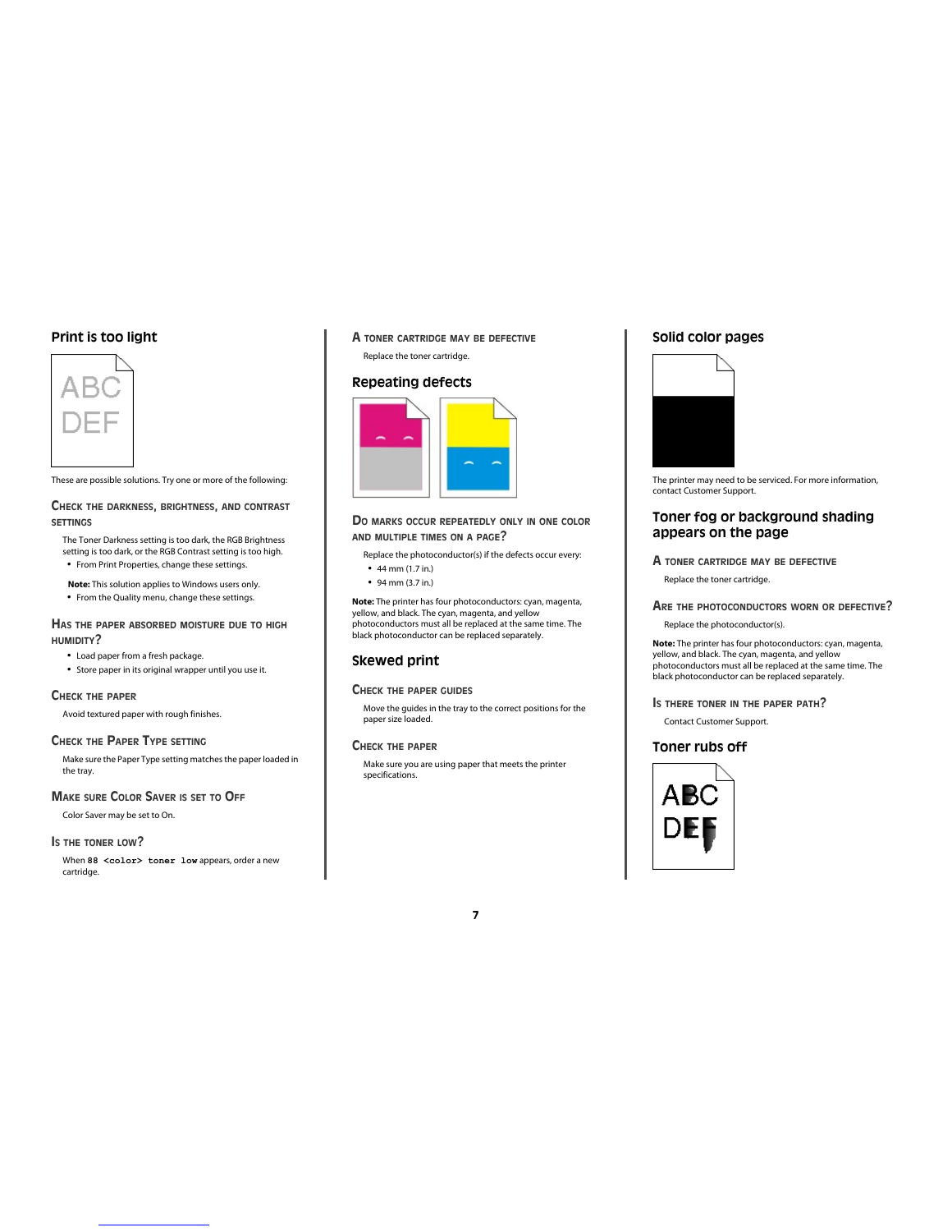## Print is too light

These are possible solutions. Try one or more of the following:

### Check the darkness, brightness, and contrast settings

The Toner Darkness setting is too dark, the RGB Brightness setting is too dark, or the RGB Contrast setting is too high.

- From Print Properties, change these settings.

**Note:** This solution applies to Windows users only.

- From the Quality menu, change these settings.

### Has the paper absorbed moisture due to high humidity?

- Load paper from a fresh package.
- Store paper in its original wrapper until you use it.

### Check the paper

Avoid textured paper with rough finishes.

### Check the Paper Type setting

Make sure the Paper Type setting matches the paper loaded in the tray.

### Make sure Color Saver is set to Off

Color Saver may be set to On.

### Is the toner low?

When `88 <color> toner low` appears, order a new cartridge.

### A toner cartridge may be defective

Replace the toner cartridge.

## Repeating defects

### Do marks occur repeatedly only in one color and multiple times on a page?

Replace the photoconductor(s) if the defects occur every:

- 44 mm (1.7 in.)
- 94 mm (3.7 in.)

**Note:** The printer has four photoconductors: cyan, magenta, yellow, and black. The cyan, magenta, and yellow photoconductors must all be replaced at the same time. The black photoconductor can be replaced separately.

## Skewed print

### Check the paper guides

Move the guides in the tray to the correct positions for the paper size loaded.

### Check the paper

Make sure you are using paper that meets the printer specifications.

## Solid color pages

The printer may need to be serviced. For more information, contact Customer Support.

## Toner fog or background shading appears on the page

### A toner cartridge may be defective

Replace the toner cartridge.

### Are the photoconductors worn or defective?

Replace the photoconductor(s).

**Note:** The printer has four photoconductors: cyan, magenta, yellow, and black. The cyan, magenta, and yellow photoconductors must all be replaced at the same time. The black photoconductor can be replaced separately.

### Is there toner in the paper path?

Contact Customer Support.

## Toner rubs off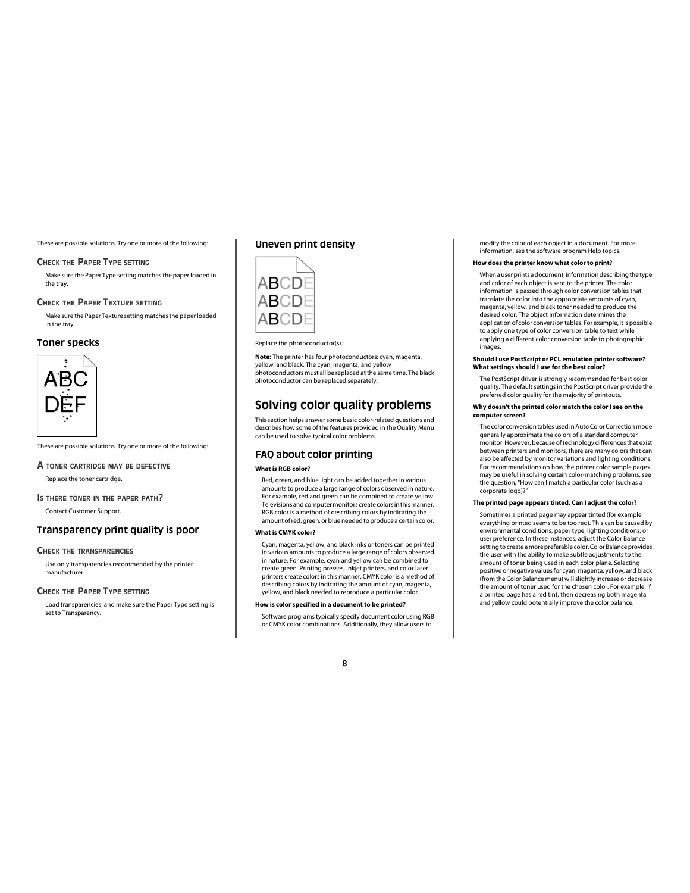These are possible solutions. Try one or more of the following:

#### Check the Paper Type setting

Make sure the Paper Type setting matches the paper loaded in the tray.

#### Check the Paper Texture setting

Make sure the Paper Texture setting matches the paper loaded in the tray.

### Toner specks

These are possible solutions. Try one or more of the following:

#### A toner cartridge may be defective

Replace the toner cartridge.

#### Is there toner in the paper path?

Contact Customer Support.

### Transparency print quality is poor

#### Check the transparencies

Use only transparencies recommended by the printer manufacturer.

#### Check the Paper Type setting

Load transparencies, and make sure the Paper Type setting is set to Transparency.

### Uneven print density

Replace the photoconductor(s).

**Note:** The printer has four photoconductors: cyan, magenta, yellow, and black. The cyan, magenta, and yellow photoconductors must all be replaced at the same time. The black photoconductor can be replaced separately.

## Solving color quality problems

This section helps answer some basic color-related questions and describes how some of the features provided in the Quality Menu can be used to solve typical color problems.

### FAQ about color printing

**What is RGB color?**

Red, green, and blue light can be added together in various amounts to produce a large range of colors observed in nature. For example, red and green can be combined to create yellow. Televisions and computer monitors create colors in this manner. RGB color is a method of describing colors by indicating the amount of red, green, or blue needed to produce a certain color.

**What is CMYK color?**

Cyan, magenta, yellow, and black inks or toners can be printed in various amounts to produce a large range of colors observed in nature. For example, cyan and yellow can be combined to create green. Printing presses, inkjet printers, and color laser printers create colors in this manner. CMYK color is a method of describing colors by indicating the amount of cyan, magenta, yellow, and black needed to reproduce a particular color.

**How is color specified in a document to be printed?**

Software programs typically specify document color using RGB or CMYK color combinations. Additionally, they allow users to modify the color of each object in a document. For more information, see the software program Help topics.

**How does the printer know what color to print?**

When a user prints a document, information describing the type and color of each object is sent to the printer. The color information is passed through color conversion tables that translate the color into the appropriate amounts of cyan, magenta, yellow, and black toner needed to produce the desired color. The object information determines the application of color conversion tables. For example, it is possible to apply one type of color conversion table to text while applying a different color conversion table to photographic images.

**Should I use PostScript or PCL emulation printer software? What settings should I use for the best color?**

The PostScript driver is strongly recommended for best color quality. The default settings in the PostScript driver provide the preferred color quality for the majority of printouts.

**Why doesn't the printed color match the color I see on the computer screen?**

The color conversion tables used in Auto Color Correction mode generally approximate the colors of a standard computer monitor. However, because of technology differences that exist between printers and monitors, there are many colors that can also be affected by monitor variations and lighting conditions. For recommendations on how the printer color sample pages may be useful in solving certain color-matching problems, see the question, "How can I match a particular color (such as a corporate logo)?"

**The printed page appears tinted. Can I adjust the color?**

Sometimes a printed page may appear tinted (for example, everything printed seems to be too red). This can be caused by environmental conditions, paper type, lighting conditions, or user preference. In these instances, adjust the Color Balance setting to create a more preferable color. Color Balance provides the user with the ability to make subtle adjustments to the amount of toner being used in each color plane. Selecting positive or negative values for cyan, magenta, yellow, and black (from the Color Balance menu) will slightly increase or decrease the amount of toner used for the chosen color. For example, if a printed page has a red tint, then decreasing both magenta and yellow could potentially improve the color balance.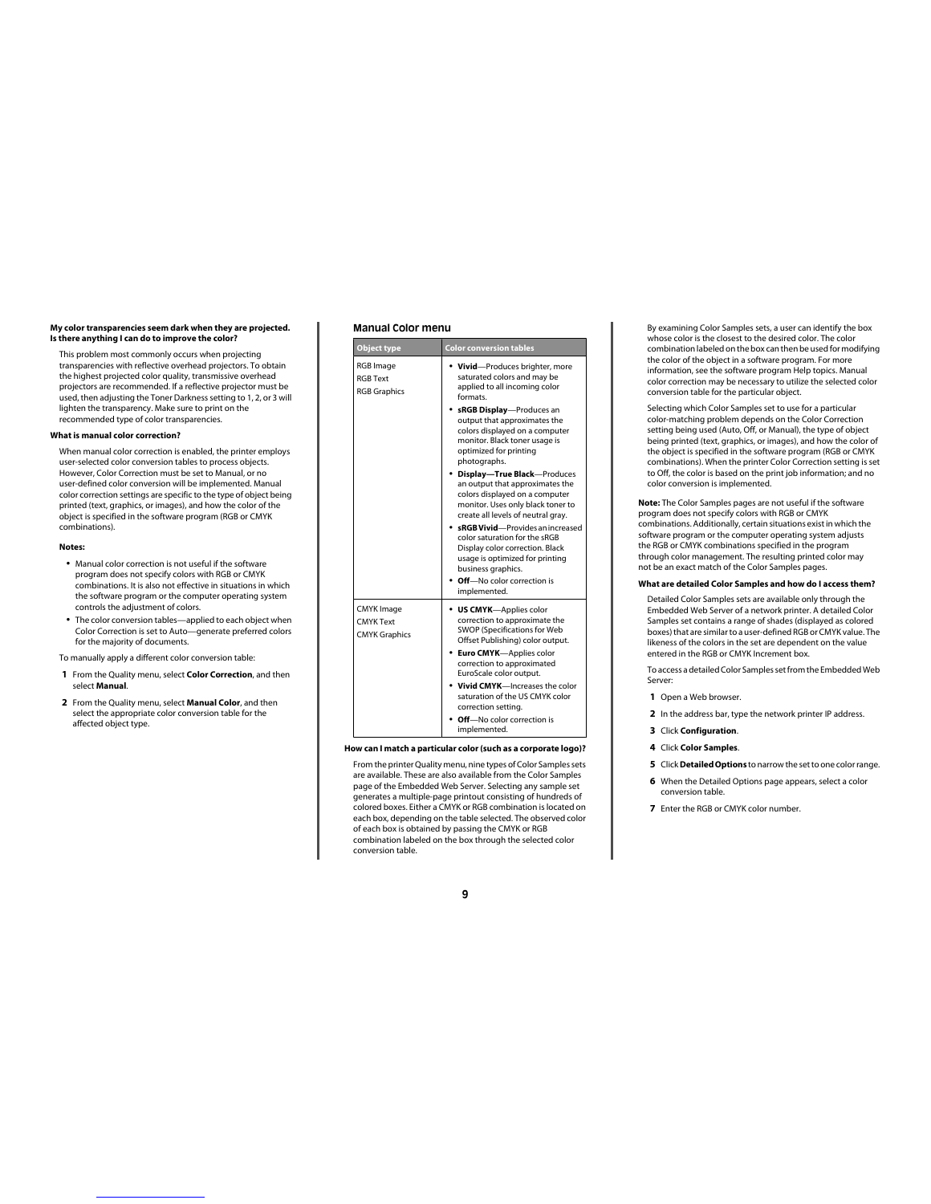**My color transparencies seem dark when they are projected. Is there anything I can do to improve the color?**

This problem most commonly occurs when projecting transparencies with reflective overhead projectors. To obtain the highest projected color quality, transmissive overhead projectors are recommended. If a reflective projector must be used, then adjusting the Toner Darkness setting to 1, 2, or 3 will lighten the transparency. Make sure to print on the recommended type of color transparencies.

**What is manual color correction?**

When manual color correction is enabled, the printer employs user-selected color conversion tables to process objects. However, Color Correction must be set to Manual, or no user-defined color conversion will be implemented. Manual color correction settings are specific to the type of object being printed (text, graphics, or images), and how the color of the object is specified in the software program (RGB or CMYK combinations).

**Notes:**

- Manual color correction is not useful if the software program does not specify colors with RGB or CMYK combinations. It is also not effective in situations in which the software program or the computer operating system controls the adjustment of colors.
- The color conversion tables—applied to each object when Color Correction is set to Auto—generate preferred colors for the majority of documents.

To manually apply a different color conversion table:

1. From the Quality menu, select **Color Correction**, and then select **Manual**.
2. From the Quality menu, select **Manual Color**, and then select the appropriate color conversion table for the affected object type.

### Manual Color menu

| Object type | Color conversion tables |
|---|---|
| RGB Image<br>RGB Text<br>RGB Graphics | • **Vivid**—Produces brighter, more saturated colors and may be applied to all incoming color formats.<br>• **sRGB Display**—Produces an output that approximates the colors displayed on a computer monitor. Black toner usage is optimized for printing photographs.<br>• **Display—True Black**—Produces an output that approximates the colors displayed on a computer monitor. Uses only black toner to create all levels of neutral gray.<br>• **sRGB Vivid**—Provides an increased color saturation for the sRGB Display color correction. Black usage is optimized for printing business graphics.<br>• **Off**—No color correction is implemented. |
| CMYK Image<br>CMYK Text<br>CMYK Graphics | • **US CMYK**—Applies color correction to approximate the SWOP (Specifications for Web Offset Publishing) color output.<br>• **Euro CMYK**—Applies color correction to approximated EuroScale color output.<br>• **Vivid CMYK**—Increases the color saturation of the US CMYK color correction setting.<br>• **Off**—No color correction is implemented. |

**How can I match a particular color (such as a corporate logo)?**

From the printer Quality menu, nine types of Color Samples sets are available. These are also available from the Color Samples page of the Embedded Web Server. Selecting any sample set generates a multiple-page printout consisting of hundreds of colored boxes. Either a CMYK or RGB combination is located on each box, depending on the table selected. The observed color of each box is obtained by passing the CMYK or RGB combination labeled on the box through the selected color conversion table.

By examining Color Samples sets, a user can identify the box whose color is the closest to the desired color. The color combination labeled on the box can then be used for modifying the color of the object in a software program. For more information, see the software program Help topics. Manual color correction may be necessary to utilize the selected color conversion table for the particular object.

Selecting which Color Samples set to use for a particular color-matching problem depends on the Color Correction setting being used (Auto, Off, or Manual), the type of object being printed (text, graphics, or images), and how the color of the object is specified in the software program (RGB or CMYK combinations). When the printer Color Correction setting is set to Off, the color is based on the print job information; and no color conversion is implemented.

**Note:** The Color Samples pages are not useful if the software program does not specify colors with RGB or CMYK combinations. Additionally, certain situations exist in which the software program or the computer operating system adjusts the RGB or CMYK combinations specified in the program through color management. The resulting printed color may not be an exact match of the Color Samples pages.

**What are detailed Color Samples and how do I access them?**

Detailed Color Samples sets are available only through the Embedded Web Server of a network printer. A detailed Color Samples set contains a range of shades (displayed as colored boxes) that are similar to a user-defined RGB or CMYK value. The likeness of the colors in the set are dependent on the value entered in the RGB or CMYK Increment box.

To access a detailed Color Samples set from the Embedded Web Server:

1. Open a Web browser.
2. In the address bar, type the network printer IP address.
3. Click **Configuration**.
4. Click **Color Samples**.
5. Click **Detailed Options** to narrow the set to one color range.
6. When the Detailed Options page appears, select a color conversion table.
7. Enter the RGB or CMYK color number.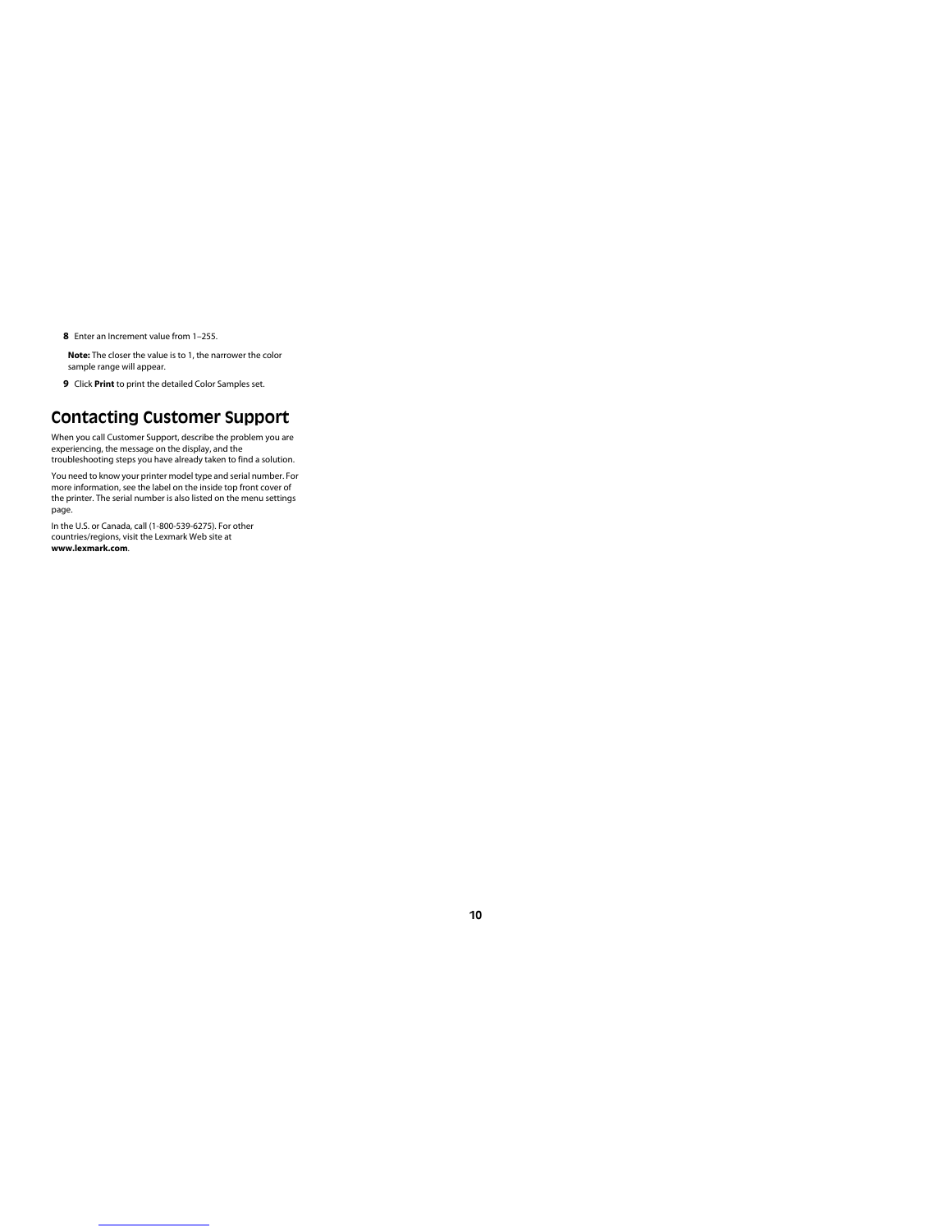8 Enter an Increment value from 1–255.

**Note:** The closer the value is to 1, the narrower the color sample range will appear.

9 Click **Print** to print the detailed Color Samples set.

## Contacting Customer Support

When you call Customer Support, describe the problem you are experiencing, the message on the display, and the troubleshooting steps you have already taken to find a solution.

You need to know your printer model type and serial number. For more information, see the label on the inside top front cover of the printer. The serial number is also listed on the menu settings page.

In the U.S. or Canada, call (1-800-539-6275). For other countries/regions, visit the Lexmark Web site at **www.lexmark.com**.